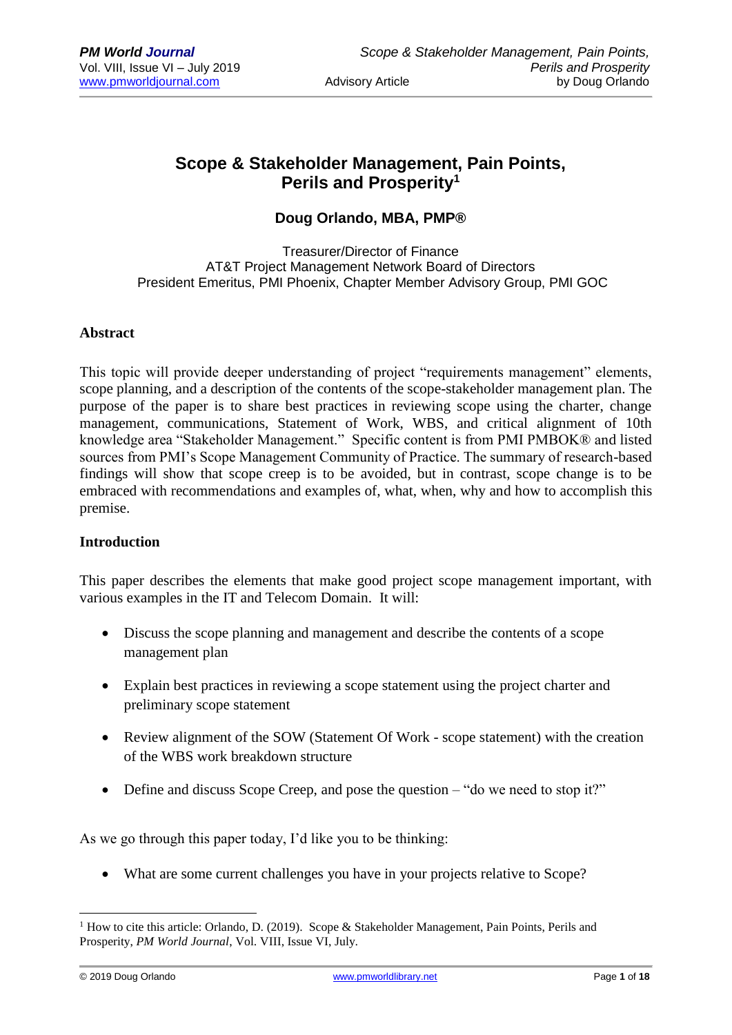# Scope & Stakeholder Management, Pain Points, Perils and Prosperity[1]

### Doug Orlando, MBA, PMP®

Treasurer/Director of Finance
AT&T Project Management Network Board of Directors
President Emeritus, PMI Phoenix, Chapter Member Advisory Group, PMI GOC

## Abstract

This topic will provide deeper understanding of project "requirements management" elements, scope planning, and a description of the contents of the scope-stakeholder management plan. The purpose of the paper is to share best practices in reviewing scope using the charter, change management, communications, Statement of Work, WBS, and critical alignment of 10th knowledge area "Stakeholder Management." Specific content is from PMI PMBOK® and listed sources from PMI's Scope Management Community of Practice. The summary of research-based findings will show that scope creep is to be avoided, but in contrast, scope change is to be embraced with recommendations and examples of, what, when, why and how to accomplish this premise.

## Introduction

This paper describes the elements that make good project scope management important, with various examples in the IT and Telecom Domain. It will:

- Discuss the scope planning and management and describe the contents of a scope management plan
- Explain best practices in reviewing a scope statement using the project charter and preliminary scope statement
- Review alignment of the SOW (Statement Of Work - scope statement) with the creation of the WBS work breakdown structure
- Define and discuss Scope Creep, and pose the question – "do we need to stop it?"

As we go through this paper today, I'd like you to be thinking:

- What are some current challenges you have in your projects relative to Scope?

---

[1] How to cite this article: Orlando, D. (2019). Scope & Stakeholder Management, Pain Points, Perils and Prosperity, *PM World Journal*, Vol. VIII, Issue VI, July.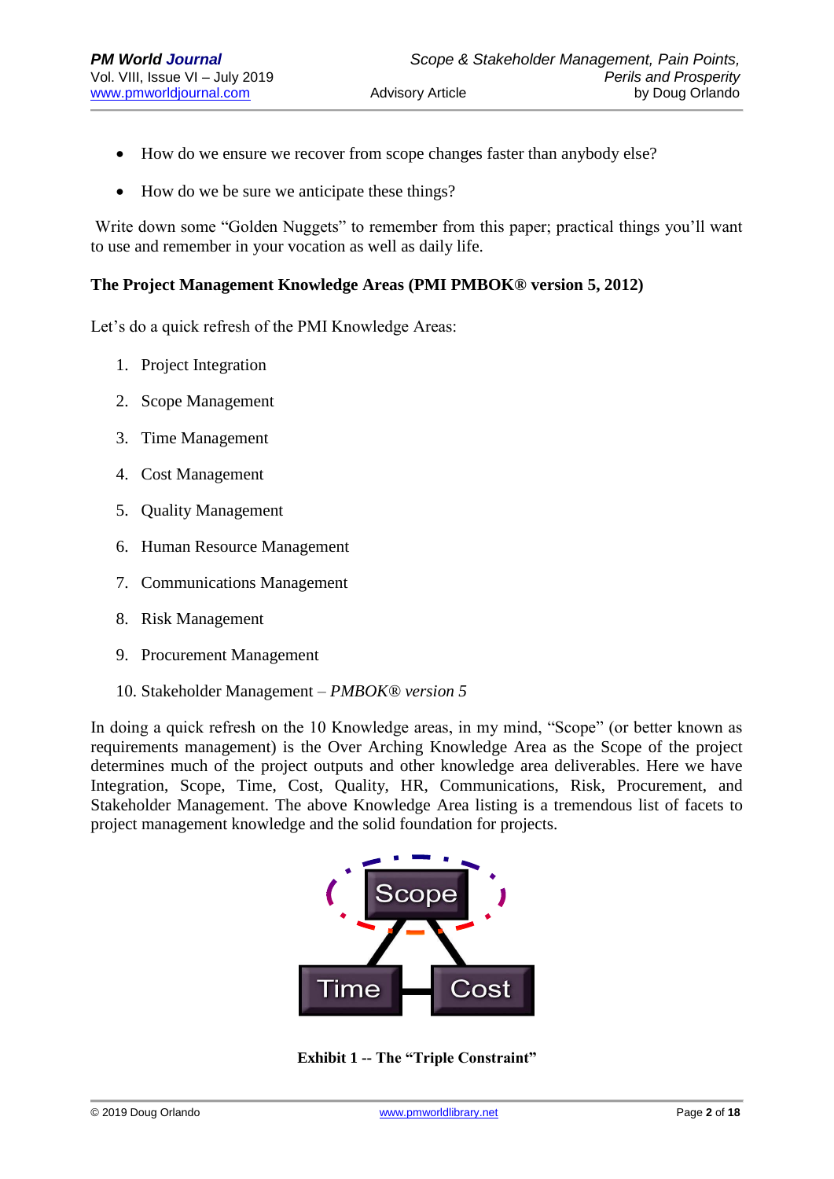- How do we ensure we recover from scope changes faster than anybody else?
- How do we be sure we anticipate these things?

Write down some "Golden Nuggets" to remember from this paper; practical things you'll want to use and remember in your vocation as well as daily life.

**The Project Management Knowledge Areas (PMI PMBOK® version 5, 2012)**

Let's do a quick refresh of the PMI Knowledge Areas:

1. Project Integration
2. Scope Management
3. Time Management
4. Cost Management
5. Quality Management
6. Human Resource Management
7. Communications Management
8. Risk Management
9. Procurement Management
10. Stakeholder Management – *PMBOK® version 5*

In doing a quick refresh on the 10 Knowledge areas, in my mind, "Scope" (or better known as requirements management) is the Over Arching Knowledge Area as the Scope of the project determines much of the project outputs and other knowledge area deliverables. Here we have Integration, Scope, Time, Cost, Quality, HR, Communications, Risk, Procurement, and Stakeholder Management. The above Knowledge Area listing is a tremendous list of facets to project management knowledge and the solid foundation for projects.

Scope

Time Cost

**Exhibit 1 -- The "Triple Constraint"**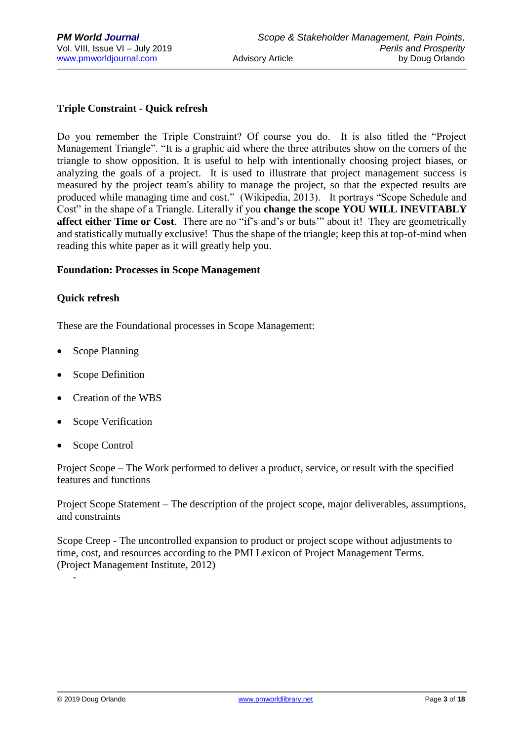**Triple Constraint - Quick refresh**

Do you remember the Triple Constraint? Of course you do. It is also titled the "Project Management Triangle". "It is a graphic aid where the three attributes show on the corners of the triangle to show opposition. It is useful to help with intentionally choosing project biases, or analyzing the goals of a project. It is used to illustrate that project management success is measured by the project team's ability to manage the project, so that the expected results are produced while managing time and cost." (Wikipedia, 2013). It portrays "Scope Schedule and Cost" in the shape of a Triangle. Literally if you **change the scope YOU WILL INEVITABLY affect either Time or Cost**. There are no "if's and's or buts'" about it! They are geometrically and statistically mutually exclusive! Thus the shape of the triangle; keep this at top-of-mind when reading this white paper as it will greatly help you.

**Foundation: Processes in Scope Management**

**Quick refresh**

These are the Foundational processes in Scope Management:

- Scope Planning
- Scope Definition
- Creation of the WBS
- Scope Verification
- Scope Control

Project Scope – The Work performed to deliver a product, service, or result with the specified features and functions

Project Scope Statement – The description of the project scope, major deliverables, assumptions, and constraints

Scope Creep - The uncontrolled expansion to product or project scope without adjustments to time, cost, and resources according to the PMI Lexicon of Project Management Terms. (Project Management Institute, 2012)

-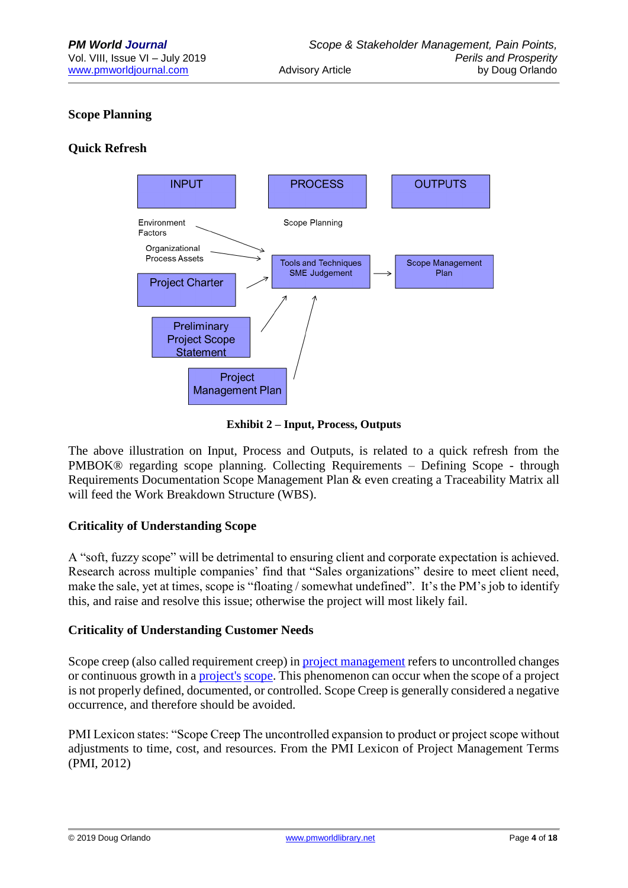## Scope Planning

### Quick Refresh

| INPUT | PROCESS | OUTPUTS |
|---|---|---|
| Environment Factors | Scope Planning | |
| Organizational Process Assets | | |
| Project Charter | Tools and Techniques SME Judgement | Scope Management Plan |
| Preliminary Project Scope Statement | | |
| Project Management Plan | | |

**Exhibit 2 – Input, Process, Outputs**

The above illustration on Input, Process and Outputs, is related to a quick refresh from the PMBOK® regarding scope planning. Collecting Requirements – Defining Scope - through Requirements Documentation Scope Management Plan & even creating a Traceability Matrix all will feed the Work Breakdown Structure (WBS).

### Criticality of Understanding Scope

A "soft, fuzzy scope" will be detrimental to ensuring client and corporate expectation is achieved. Research across multiple companies' find that "Sales organizations" desire to meet client need, make the sale, yet at times, scope is "floating / somewhat undefined". It's the PM's job to identify this, and raise and resolve this issue; otherwise the project will most likely fail.

### Criticality of Understanding Customer Needs

Scope creep (also called requirement creep) in project management refers to uncontrolled changes or continuous growth in a project's scope. This phenomenon can occur when the scope of a project is not properly defined, documented, or controlled. Scope Creep is generally considered a negative occurrence, and therefore should be avoided.

PMI Lexicon states: "Scope Creep The uncontrolled expansion to product or project scope without adjustments to time, cost, and resources. From the PMI Lexicon of Project Management Terms (PMI, 2012)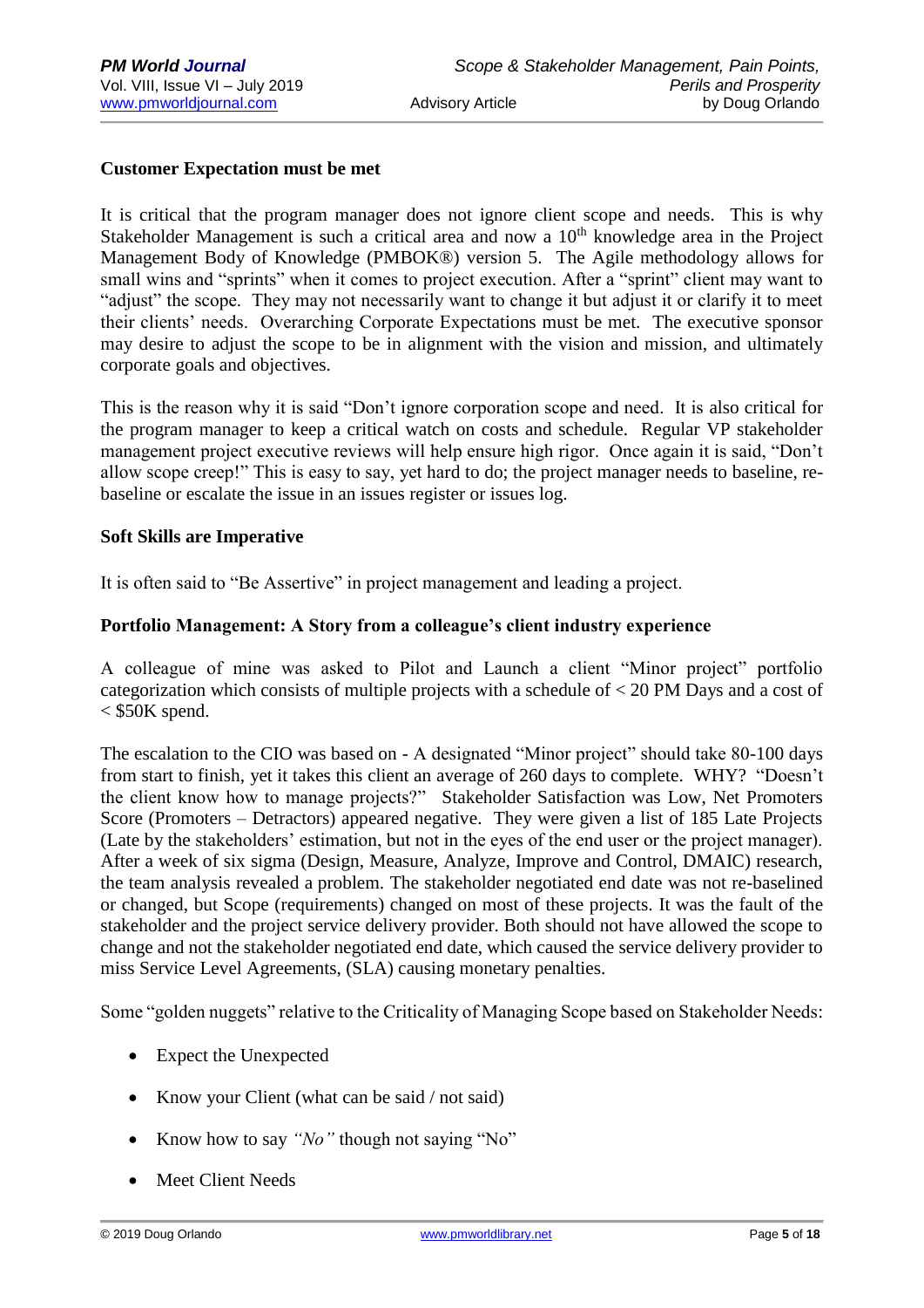**Customer Expectation must be met**

It is critical that the program manager does not ignore client scope and needs. This is why Stakeholder Management is such a critical area and now a 10th knowledge area in the Project Management Body of Knowledge (PMBOK®) version 5. The Agile methodology allows for small wins and "sprints" when it comes to project execution. After a "sprint" client may want to "adjust" the scope. They may not necessarily want to change it but adjust it or clarify it to meet their clients' needs. Overarching Corporate Expectations must be met. The executive sponsor may desire to adjust the scope to be in alignment with the vision and mission, and ultimately corporate goals and objectives.

This is the reason why it is said "Don't ignore corporation scope and need. It is also critical for the program manager to keep a critical watch on costs and schedule. Regular VP stakeholder management project executive reviews will help ensure high rigor. Once again it is said, "Don't allow scope creep!" This is easy to say, yet hard to do; the project manager needs to baseline, re-baseline or escalate the issue in an issues register or issues log.

**Soft Skills are Imperative**

It is often said to "Be Assertive" in project management and leading a project.

**Portfolio Management: A Story from a colleague's client industry experience**

A colleague of mine was asked to Pilot and Launch a client "Minor project" portfolio categorization which consists of multiple projects with a schedule of < 20 PM Days and a cost of < $50K spend.

The escalation to the CIO was based on - A designated "Minor project" should take 80-100 days from start to finish, yet it takes this client an average of 260 days to complete. WHY? "Doesn't the client know how to manage projects?" Stakeholder Satisfaction was Low, Net Promoters Score (Promoters – Detractors) appeared negative. They were given a list of 185 Late Projects (Late by the stakeholders' estimation, but not in the eyes of the end user or the project manager). After a week of six sigma (Design, Measure, Analyze, Improve and Control, DMAIC) research, the team analysis revealed a problem. The stakeholder negotiated end date was not re-baselined or changed, but Scope (requirements) changed on most of these projects. It was the fault of the stakeholder and the project service delivery provider. Both should not have allowed the scope to change and not the stakeholder negotiated end date, which caused the service delivery provider to miss Service Level Agreements, (SLA) causing monetary penalties.

Some "golden nuggets" relative to the Criticality of Managing Scope based on Stakeholder Needs:

- Expect the Unexpected
- Know your Client (what can be said / not said)
- Know how to say *"No"* though not saying "No"
- Meet Client Needs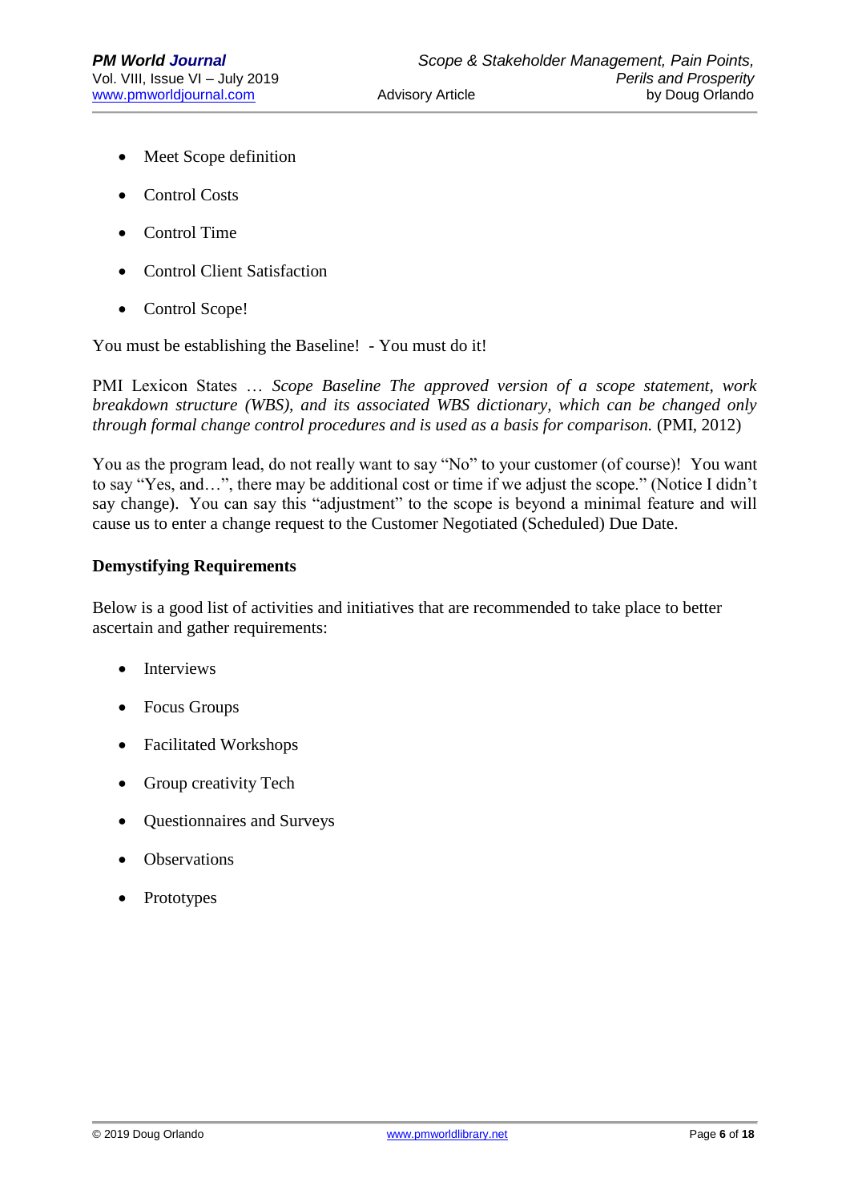- Meet Scope definition
- Control Costs
- Control Time
- Control Client Satisfaction
- Control Scope!

You must be establishing the Baseline!  - You must do it!

PMI Lexicon States … *Scope Baseline The approved version of a scope statement, work breakdown structure (WBS), and its associated WBS dictionary, which can be changed only through formal change control procedures and is used as a basis for comparison.* (PMI, 2012)

You as the program lead, do not really want to say "No" to your customer (of course)!  You want to say "Yes, and…", there may be additional cost or time if we adjust the scope." (Notice I didn't say change).  You can say this "adjustment" to the scope is beyond a minimal feature and will cause us to enter a change request to the Customer Negotiated (Scheduled) Due Date.

**Demystifying Requirements**

Below is a good list of activities and initiatives that are recommended to take place to better ascertain and gather requirements:

- Interviews
- Focus Groups
- Facilitated Workshops
- Group creativity Tech
- Questionnaires and Surveys
- Observations
- Prototypes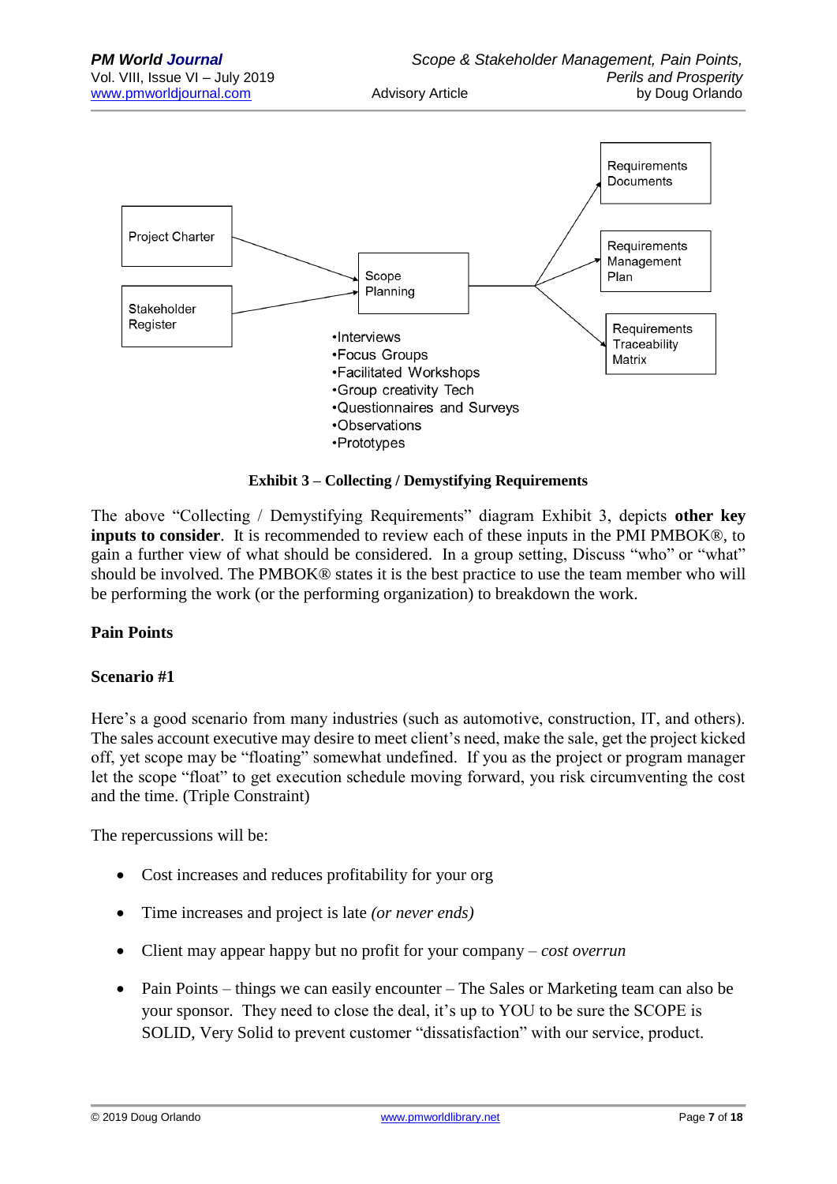Project Charter

Stakeholder Register

Scope Planning

- •Interviews
- •Focus Groups
- •Facilitated Workshops
- •Group creativity Tech
- •Questionnaires and Surveys
- •Observations
- •Prototypes

Requirements Documents

Requirements Management Plan

Requirements Traceability Matrix

**Exhibit 3 – Collecting / Demystifying Requirements**

The above "Collecting / Demystifying Requirements" diagram Exhibit 3, depicts **other key inputs to consider**. It is recommended to review each of these inputs in the PMI PMBOK®, to gain a further view of what should be considered. In a group setting, Discuss "who" or "what" should be involved. The PMBOK® states it is the best practice to use the team member who will be performing the work (or the performing organization) to breakdown the work.

**Pain Points**

**Scenario #1**

Here's a good scenario from many industries (such as automotive, construction, IT, and others). The sales account executive may desire to meet client's need, make the sale, get the project kicked off, yet scope may be "floating" somewhat undefined. If you as the project or program manager let the scope "float" to get execution schedule moving forward, you risk circumventing the cost and the time. (Triple Constraint)

The repercussions will be:

- Cost increases and reduces profitability for your org
- Time increases and project is late *(or never ends)*
- Client may appear happy but no profit for your company – *cost overrun*
- Pain Points – things we can easily encounter – The Sales or Marketing team can also be your sponsor. They need to close the deal, it's up to YOU to be sure the SCOPE is SOLID, Very Solid to prevent customer "dissatisfaction" with our service, product.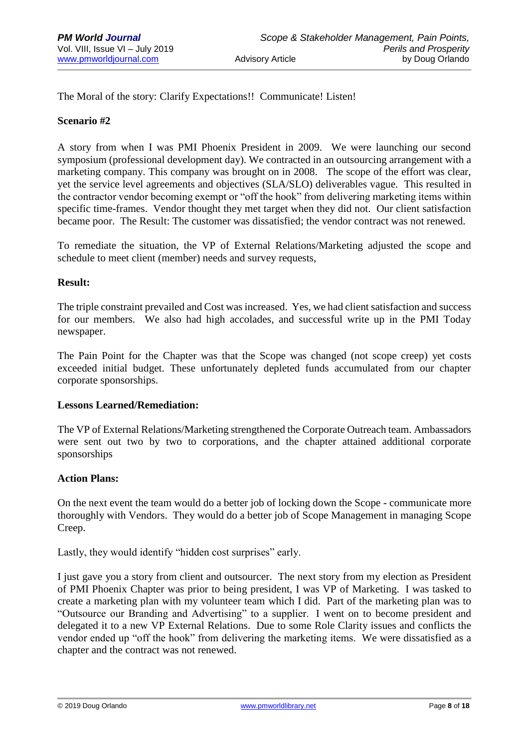The Moral of the story: Clarify Expectations!! Communicate! Listen!

**Scenario #2**

A story from when I was PMI Phoenix President in 2009. We were launching our second symposium (professional development day). We contracted in an outsourcing arrangement with a marketing company. This company was brought on in 2008. The scope of the effort was clear, yet the service level agreements and objectives (SLA/SLO) deliverables vague. This resulted in the contractor vendor becoming exempt or "off the hook" from delivering marketing items within specific time-frames. Vendor thought they met target when they did not. Our client satisfaction became poor. The Result: The customer was dissatisfied; the vendor contract was not renewed.

To remediate the situation, the VP of External Relations/Marketing adjusted the scope and schedule to meet client (member) needs and survey requests,

**Result:**

The triple constraint prevailed and Cost was increased. Yes, we had client satisfaction and success for our members. We also had high accolades, and successful write up in the PMI Today newspaper.

The Pain Point for the Chapter was that the Scope was changed (not scope creep) yet costs exceeded initial budget. These unfortunately depleted funds accumulated from our chapter corporate sponsorships.

**Lessons Learned/Remediation:**

The VP of External Relations/Marketing strengthened the Corporate Outreach team. Ambassadors were sent out two by two to corporations, and the chapter attained additional corporate sponsorships

**Action Plans:**

On the next event the team would do a better job of locking down the Scope - communicate more thoroughly with Vendors. They would do a better job of Scope Management in managing Scope Creep.

Lastly, they would identify "hidden cost surprises" early.

I just gave you a story from client and outsourcer. The next story from my election as President of PMI Phoenix Chapter was prior to being president, I was VP of Marketing. I was tasked to create a marketing plan with my volunteer team which I did. Part of the marketing plan was to "Outsource our Branding and Advertising" to a supplier. I went on to become president and delegated it to a new VP External Relations. Due to some Role Clarity issues and conflicts the vendor ended up "off the hook" from delivering the marketing items. We were dissatisfied as a chapter and the contract was not renewed.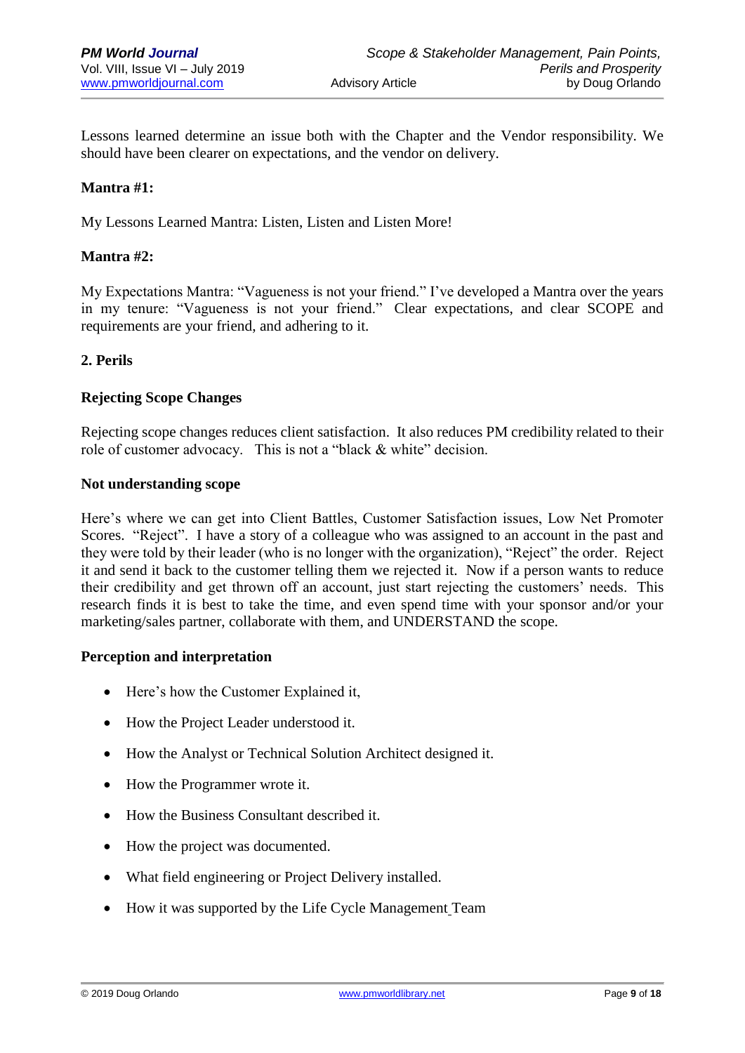Lessons learned determine an issue both with the Chapter and the Vendor responsibility. We should have been clearer on expectations, and the vendor on delivery.

**Mantra #1:**

My Lessons Learned Mantra: Listen, Listen and Listen More!

**Mantra #2:**

My Expectations Mantra: "Vagueness is not your friend." I've developed a Mantra over the years in my tenure: "Vagueness is not your friend." Clear expectations, and clear SCOPE and requirements are your friend, and adhering to it.

## 2. Perils

### Rejecting Scope Changes

Rejecting scope changes reduces client satisfaction. It also reduces PM credibility related to their role of customer advocacy. This is not a "black & white" decision.

### Not understanding scope

Here's where we can get into Client Battles, Customer Satisfaction issues, Low Net Promoter Scores. "Reject". I have a story of a colleague who was assigned to an account in the past and they were told by their leader (who is no longer with the organization), "Reject" the order. Reject it and send it back to the customer telling them we rejected it. Now if a person wants to reduce their credibility and get thrown off an account, just start rejecting the customers' needs. This research finds it is best to take the time, and even spend time with your sponsor and/or your marketing/sales partner, collaborate with them, and UNDERSTAND the scope.

### Perception and interpretation

- Here's how the Customer Explained it,
- How the Project Leader understood it.
- How the Analyst or Technical Solution Architect designed it.
- How the Programmer wrote it.
- How the Business Consultant described it.
- How the project was documented.
- What field engineering or Project Delivery installed.
- How it was supported by the Life Cycle Management Team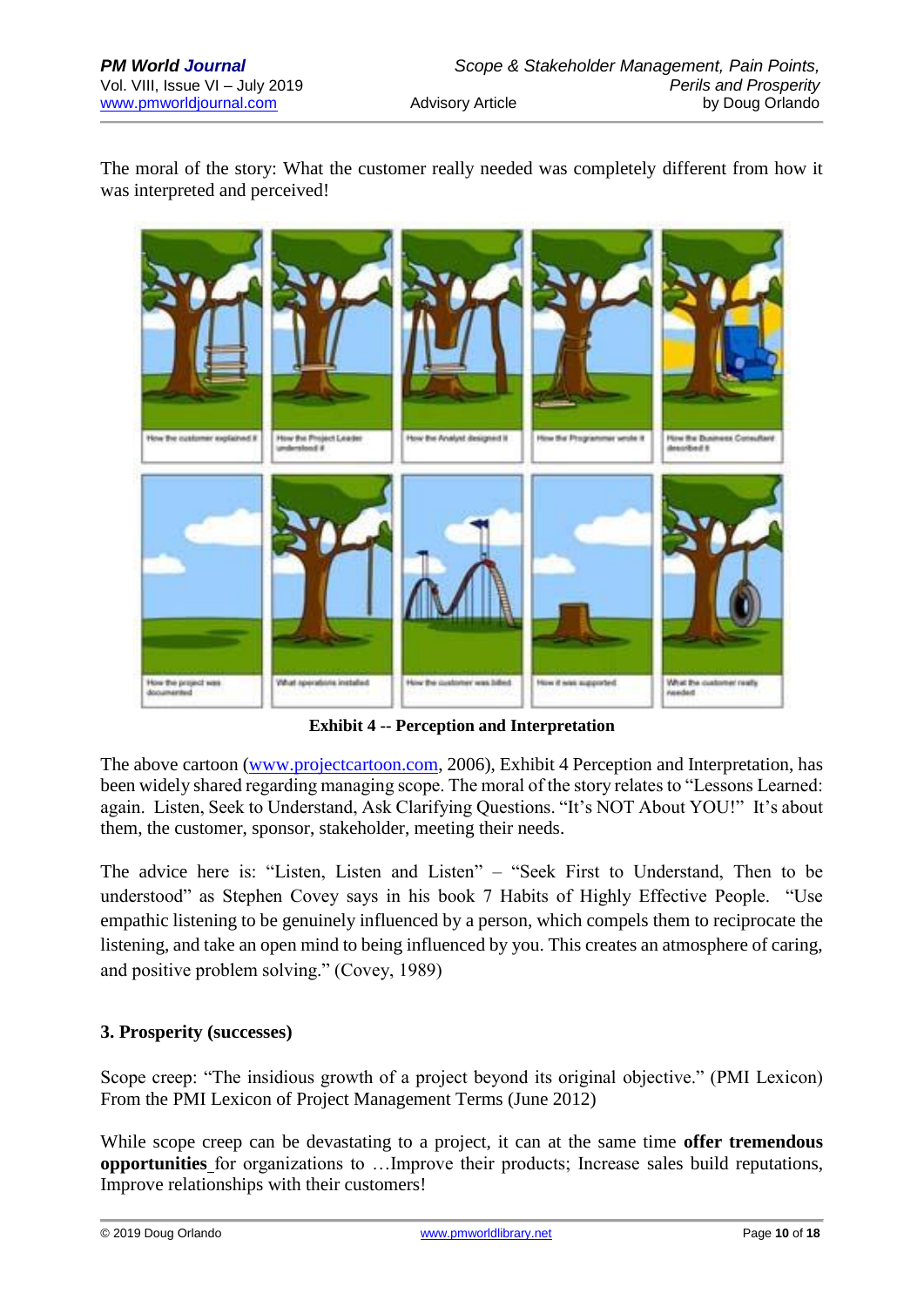The moral of the story: What the customer really needed was completely different from how it was interpreted and perceived!

**Exhibit 4 -- Perception and Interpretation**

The above cartoon (www.projectcartoon.com, 2006), Exhibit 4 Perception and Interpretation, has been widely shared regarding managing scope. The moral of the story relates to "Lessons Learned: again. Listen, Seek to Understand, Ask Clarifying Questions. "It's NOT About YOU!" It's about them, the customer, sponsor, stakeholder, meeting their needs.

The advice here is: "Listen, Listen and Listen" – "Seek First to Understand, Then to be understood" as Stephen Covey says in his book 7 Habits of Highly Effective People. "Use empathic listening to be genuinely influenced by a person, which compels them to reciprocate the listening, and take an open mind to being influenced by you. This creates an atmosphere of caring, and positive problem solving." (Covey, 1989)

## 3. Prosperity (successes)

Scope creep: "The insidious growth of a project beyond its original objective." (PMI Lexicon) From the PMI Lexicon of Project Management Terms (June 2012)

While scope creep can be devastating to a project, it can at the same time **offer tremendous opportunities** for organizations to …Improve their products; Increase sales build reputations, Improve relationships with their customers!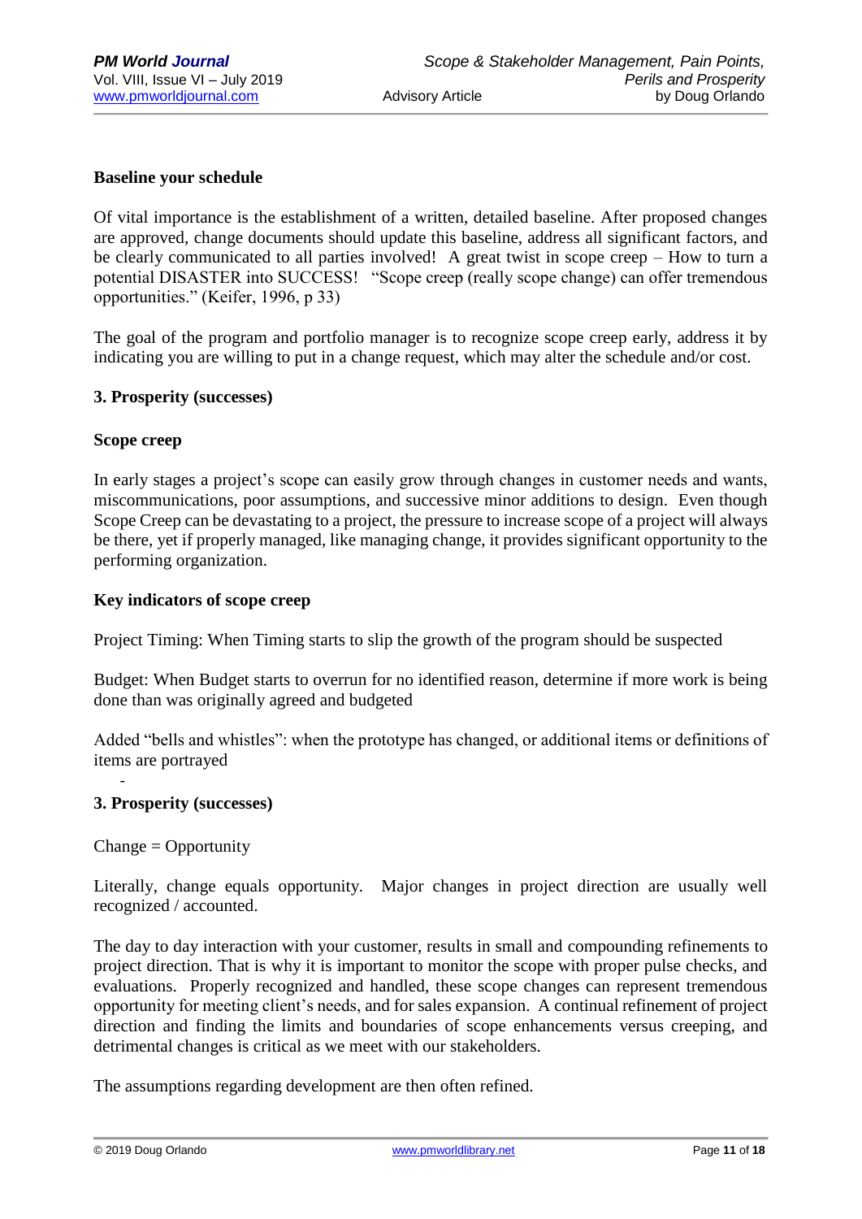**Baseline your schedule**

Of vital importance is the establishment of a written, detailed baseline. After proposed changes are approved, change documents should update this baseline, address all significant factors, and be clearly communicated to all parties involved! A great twist in scope creep – How to turn a potential DISASTER into SUCCESS! "Scope creep (really scope change) can offer tremendous opportunities." (Keifer, 1996, p 33)

The goal of the program and portfolio manager is to recognize scope creep early, address it by indicating you are willing to put in a change request, which may alter the schedule and/or cost.

## 3. Prosperity (successes)

**Scope creep**

In early stages a project's scope can easily grow through changes in customer needs and wants, miscommunications, poor assumptions, and successive minor additions to design. Even though Scope Creep can be devastating to a project, the pressure to increase scope of a project will always be there, yet if properly managed, like managing change, it provides significant opportunity to the performing organization.

**Key indicators of scope creep**

Project Timing: When Timing starts to slip the growth of the program should be suspected

Budget: When Budget starts to overrun for no identified reason, determine if more work is being done than was originally agreed and budgeted

Added "bells and whistles": when the prototype has changed, or additional items or definitions of items are portrayed

-

## 3. Prosperity (successes)

Change = Opportunity

Literally, change equals opportunity. Major changes in project direction are usually well recognized / accounted.

The day to day interaction with your customer, results in small and compounding refinements to project direction. That is why it is important to monitor the scope with proper pulse checks, and evaluations. Properly recognized and handled, these scope changes can represent tremendous opportunity for meeting client's needs, and for sales expansion. A continual refinement of project direction and finding the limits and boundaries of scope enhancements versus creeping, and detrimental changes is critical as we meet with our stakeholders.

The assumptions regarding development are then often refined.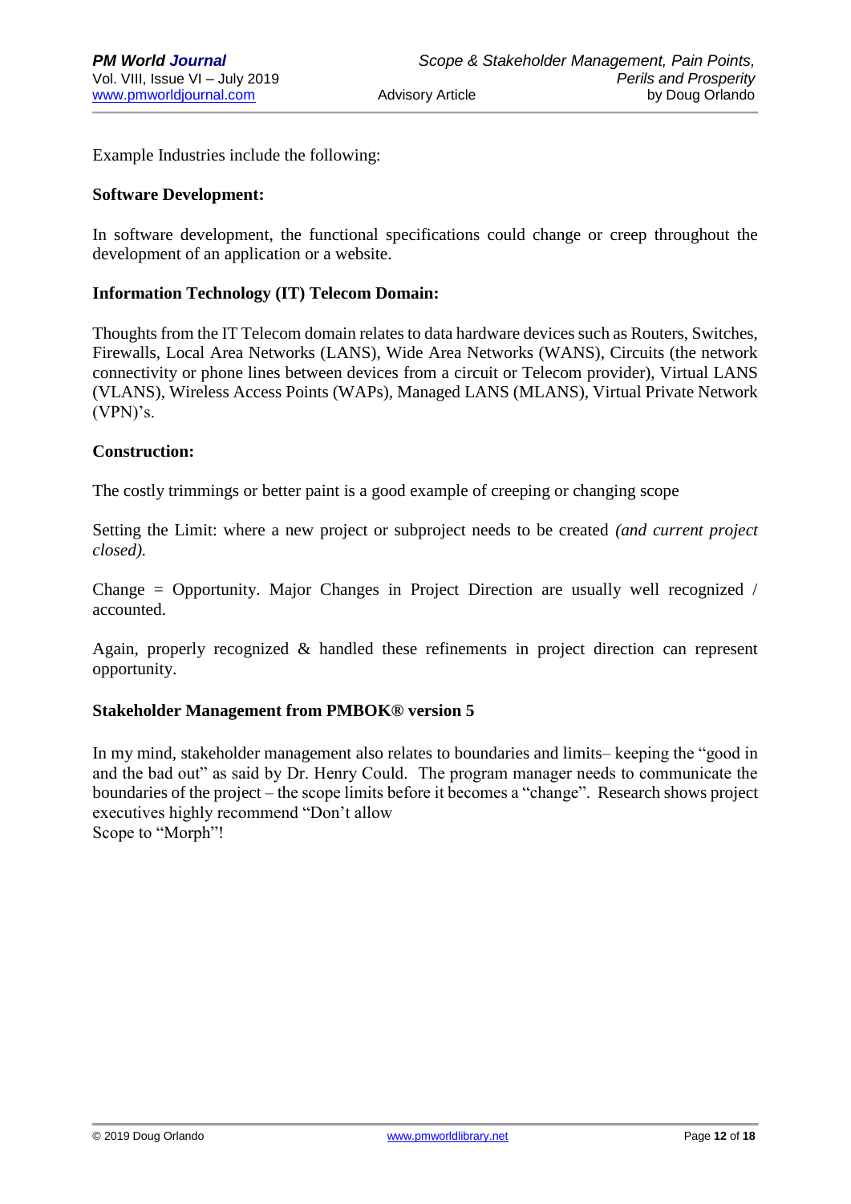Example Industries include the following:

**Software Development:**

In software development, the functional specifications could change or creep throughout the development of an application or a website.

**Information Technology (IT) Telecom Domain:**

Thoughts from the IT Telecom domain relates to data hardware devices such as Routers, Switches, Firewalls, Local Area Networks (LANS), Wide Area Networks (WANS), Circuits (the network connectivity or phone lines between devices from a circuit or Telecom provider), Virtual LANS (VLANS), Wireless Access Points (WAPs), Managed LANS (MLANS), Virtual Private Network (VPN)'s.

**Construction:**

The costly trimmings or better paint is a good example of creeping or changing scope

Setting the Limit: where a new project or subproject needs to be created *(and current project closed).*

Change = Opportunity. Major Changes in Project Direction are usually well recognized / accounted.

Again, properly recognized & handled these refinements in project direction can represent opportunity.

**Stakeholder Management from PMBOK® version 5**

In my mind, stakeholder management also relates to boundaries and limits– keeping the "good in and the bad out" as said by Dr. Henry Could. The program manager needs to communicate the boundaries of the project – the scope limits before it becomes a "change". Research shows project executives highly recommend "Don't allow
Scope to "Morph"!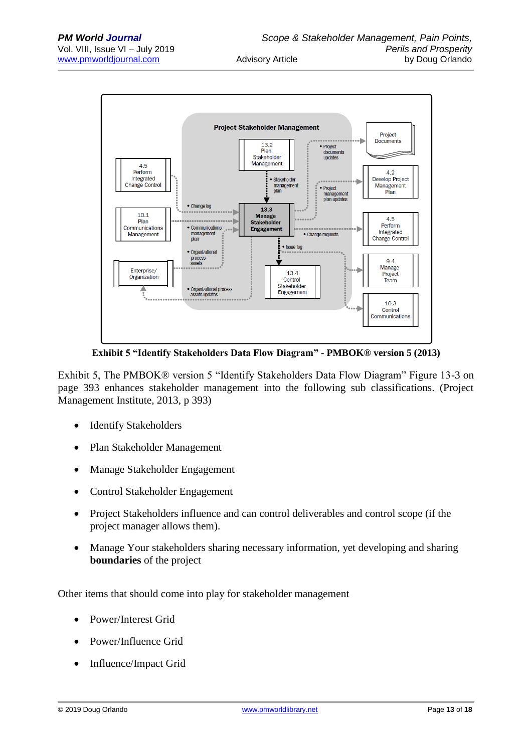Exhibit 5 “Identify Stakeholders Data Flow Diagram” - PMBOK® version 5 (2013)

Exhibit 5, The PMBOK® version 5 “Identify Stakeholders Data Flow Diagram” Figure 13-3 on page 393 enhances stakeholder management into the following sub classifications. (Project Management Institute, 2013, p 393)

- Identify Stakeholders
- Plan Stakeholder Management
- Manage Stakeholder Engagement
- Control Stakeholder Engagement
- Project Stakeholders influence and can control deliverables and control scope (if the project manager allows them).
- Manage Your stakeholders sharing necessary information, yet developing and sharing **boundaries** of the project

Other items that should come into play for stakeholder management

- Power/Interest Grid
- Power/Influence Grid
- Influence/Impact Grid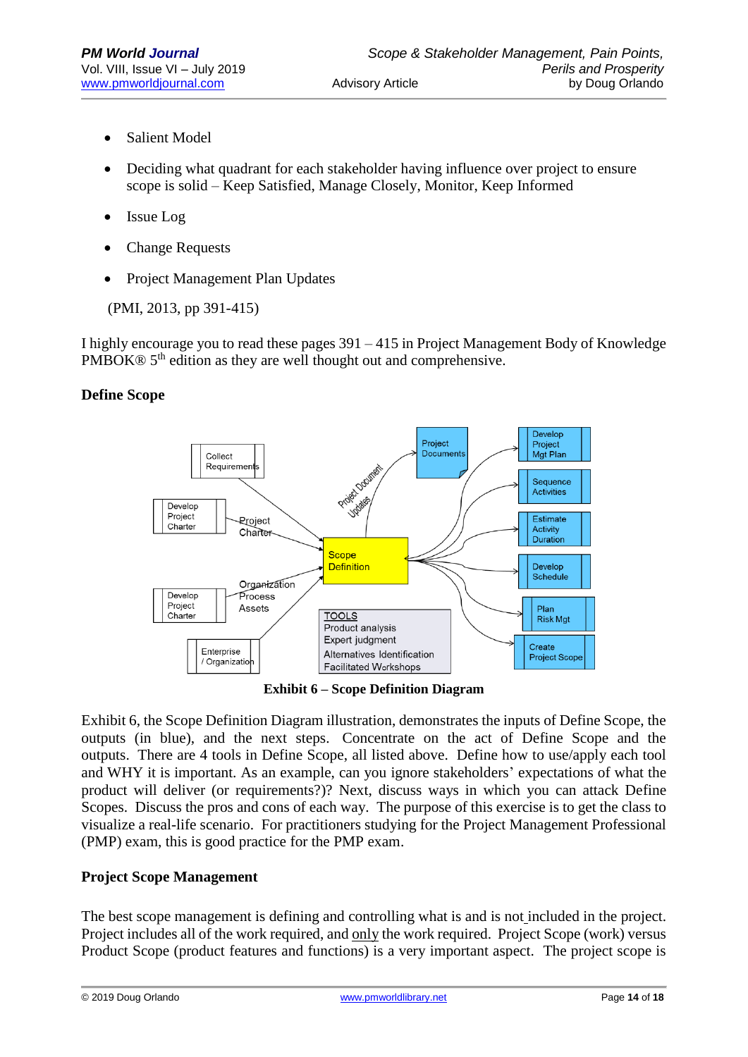- Salient Model
- Deciding what quadrant for each stakeholder having influence over project to ensure scope is solid – Keep Satisfied, Manage Closely, Monitor, Keep Informed
- Issue Log
- Change Requests
- Project Management Plan Updates

(PMI, 2013, pp 391-415)

I highly encourage you to read these pages 391 – 415 in Project Management Body of Knowledge PMBOK® 5th edition as they are well thought out and comprehensive.

**Define Scope**

Collect Requirements

Develop Project Charter

Project Charter

Develop Project Charter

Organization Process Assets

Enterprise / Organization

Project Document Updates

Project Documents

Scope Definition

TOOLS
Product analysis
Expert judgment
Alternatives Identification
Facilitated Workshops

Develop Project Mgt Plan

Sequence Activities

Estimate Activity Duration

Develop Schedule

Plan Risk Mgt

Create Project Scope

**Exhibit 6 – Scope Definition Diagram**

Exhibit 6, the Scope Definition Diagram illustration, demonstrates the inputs of Define Scope, the outputs (in blue), and the next steps. Concentrate on the act of Define Scope and the outputs. There are 4 tools in Define Scope, all listed above. Define how to use/apply each tool and WHY it is important. As an example, can you ignore stakeholders' expectations of what the product will deliver (or requirements?)? Next, discuss ways in which you can attack Define Scopes. Discuss the pros and cons of each way. The purpose of this exercise is to get the class to visualize a real-life scenario. For practitioners studying for the Project Management Professional (PMP) exam, this is good practice for the PMP exam.

**Project Scope Management**

The best scope management is defining and controlling what is and is not included in the project. Project includes all of the work required, and only the work required. Project Scope (work) versus Product Scope (product features and functions) is a very important aspect. The project scope is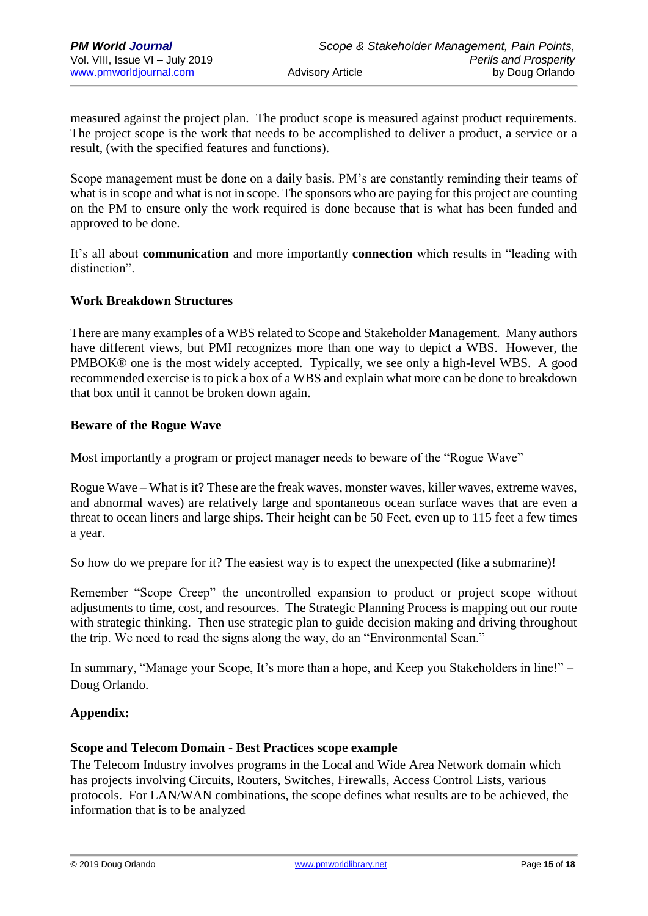measured against the project plan. The product scope is measured against product requirements. The project scope is the work that needs to be accomplished to deliver a product, a service or a result, (with the specified features and functions).

Scope management must be done on a daily basis. PM's are constantly reminding their teams of what is in scope and what is not in scope. The sponsors who are paying for this project are counting on the PM to ensure only the work required is done because that is what has been funded and approved to be done.

It's all about **communication** and more importantly **connection** which results in "leading with distinction".

### Work Breakdown Structures

There are many examples of a WBS related to Scope and Stakeholder Management. Many authors have different views, but PMI recognizes more than one way to depict a WBS. However, the PMBOK® one is the most widely accepted. Typically, we see only a high-level WBS. A good recommended exercise is to pick a box of a WBS and explain what more can be done to breakdown that box until it cannot be broken down again.

### Beware of the Rogue Wave

Most importantly a program or project manager needs to beware of the "Rogue Wave"

Rogue Wave – What is it? These are the freak waves, monster waves, killer waves, extreme waves, and abnormal waves) are relatively large and spontaneous ocean surface waves that are even a threat to ocean liners and large ships. Their height can be 50 Feet, even up to 115 feet a few times a year.

So how do we prepare for it? The easiest way is to expect the unexpected (like a submarine)!

Remember "Scope Creep" the uncontrolled expansion to product or project scope without adjustments to time, cost, and resources. The Strategic Planning Process is mapping out our route with strategic thinking. Then use strategic plan to guide decision making and driving throughout the trip. We need to read the signs along the way, do an "Environmental Scan."

In summary, "Manage your Scope, It's more than a hope, and Keep you Stakeholders in line!" – Doug Orlando.

### Appendix:

### Scope and Telecom Domain - Best Practices scope example

The Telecom Industry involves programs in the Local and Wide Area Network domain which has projects involving Circuits, Routers, Switches, Firewalls, Access Control Lists, various protocols. For LAN/WAN combinations, the scope defines what results are to be achieved, the information that is to be analyzed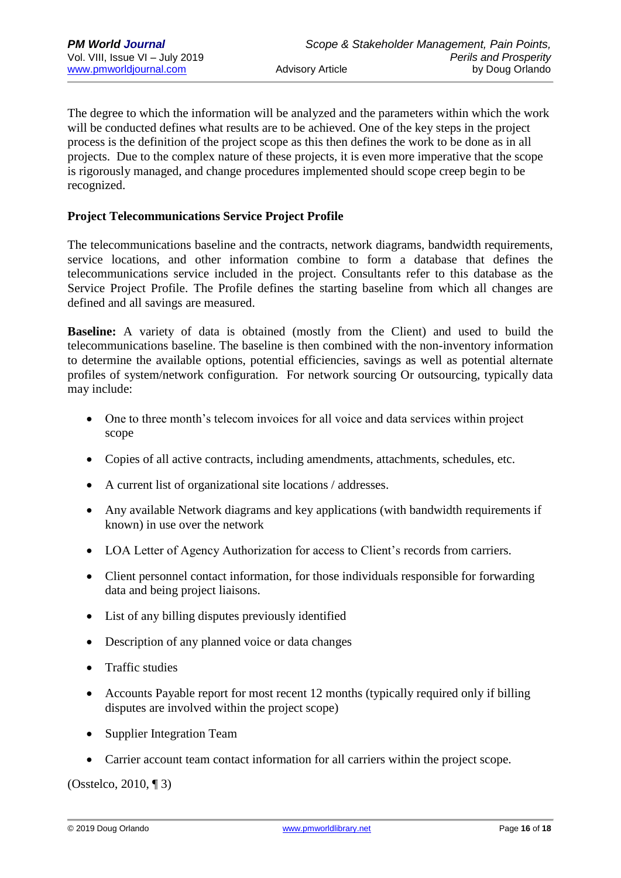The degree to which the information will be analyzed and the parameters within which the work will be conducted defines what results are to be achieved. One of the key steps in the project process is the definition of the project scope as this then defines the work to be done as in all projects. Due to the complex nature of these projects, it is even more imperative that the scope is rigorously managed, and change procedures implemented should scope creep begin to be recognized.

**Project Telecommunications Service Project Profile**

The telecommunications baseline and the contracts, network diagrams, bandwidth requirements, service locations, and other information combine to form a database that defines the telecommunications service included in the project. Consultants refer to this database as the Service Project Profile. The Profile defines the starting baseline from which all changes are defined and all savings are measured.

**Baseline:** A variety of data is obtained (mostly from the Client) and used to build the telecommunications baseline. The baseline is then combined with the non-inventory information to determine the available options, potential efficiencies, savings as well as potential alternate profiles of system/network configuration. For network sourcing Or outsourcing, typically data may include:

- One to three month's telecom invoices for all voice and data services within project scope
- Copies of all active contracts, including amendments, attachments, schedules, etc.
- A current list of organizational site locations / addresses.
- Any available Network diagrams and key applications (with bandwidth requirements if known) in use over the network
- LOA Letter of Agency Authorization for access to Client's records from carriers.
- Client personnel contact information, for those individuals responsible for forwarding data and being project liaisons.
- List of any billing disputes previously identified
- Description of any planned voice or data changes
- Traffic studies
- Accounts Payable report for most recent 12 months (typically required only if billing disputes are involved within the project scope)
- Supplier Integration Team
- Carrier account team contact information for all carriers within the project scope.

(Osstelco, 2010, ¶ 3)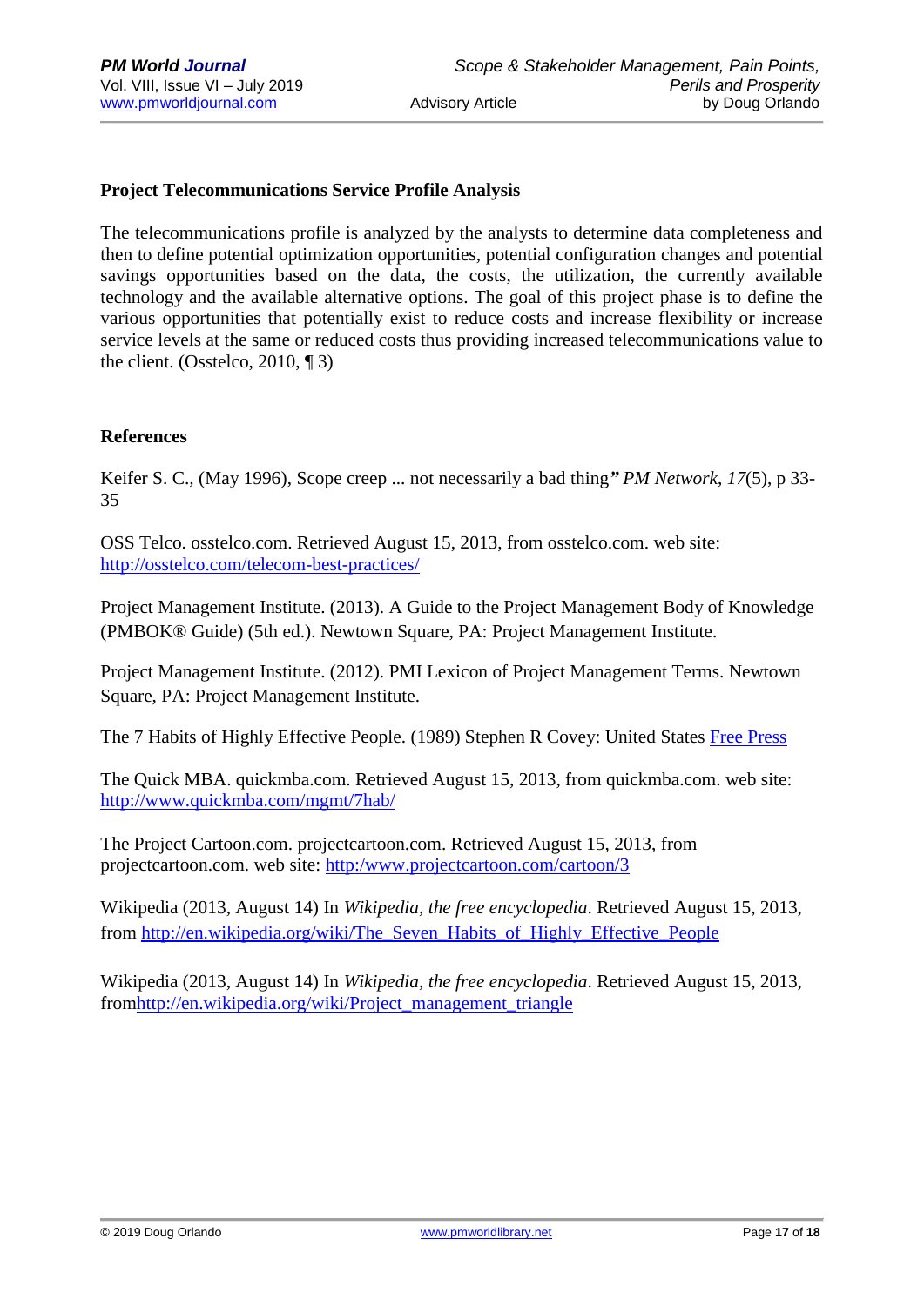**Project Telecommunications Service Profile Analysis**

The telecommunications profile is analyzed by the analysts to determine data completeness and then to define potential optimization opportunities, potential configuration changes and potential savings opportunities based on the data, the costs, the utilization, the currently available technology and the available alternative options. The goal of this project phase is to define the various opportunities that potentially exist to reduce costs and increase flexibility or increase service levels at the same or reduced costs thus providing increased telecommunications value to the client. (Osstelco, 2010, ¶ 3)

**References**

Keifer S. C., (May 1996), Scope creep ... not necessarily a bad thing*" PM Network*, *17*(5), p 33-35

OSS Telco. osstelco.com. Retrieved August 15, 2013, from osstelco.com. web site: http://osstelco.com/telecom-best-practices/

Project Management Institute. (2013). A Guide to the Project Management Body of Knowledge (PMBOK® Guide) (5th ed.). Newtown Square, PA: Project Management Institute.

Project Management Institute. (2012). PMI Lexicon of Project Management Terms. Newtown Square, PA: Project Management Institute.

The 7 Habits of Highly Effective People. (1989) Stephen R Covey: United States Free Press

The Quick MBA. quickmba.com. Retrieved August 15, 2013, from quickmba.com. web site: http://www.quickmba.com/mgmt/7hab/

The Project Cartoon.com. projectcartoon.com. Retrieved August 15, 2013, from projectcartoon.com. web site: http:/www.projectcartoon.com/cartoon/3

Wikipedia (2013, August 14) In *Wikipedia, the free encyclopedia*. Retrieved August 15, 2013, from http://en.wikipedia.org/wiki/The_Seven_Habits_of_Highly_Effective_People

Wikipedia (2013, August 14) In *Wikipedia, the free encyclopedia*. Retrieved August 15, 2013, fromhttp://en.wikipedia.org/wiki/Project_management_triangle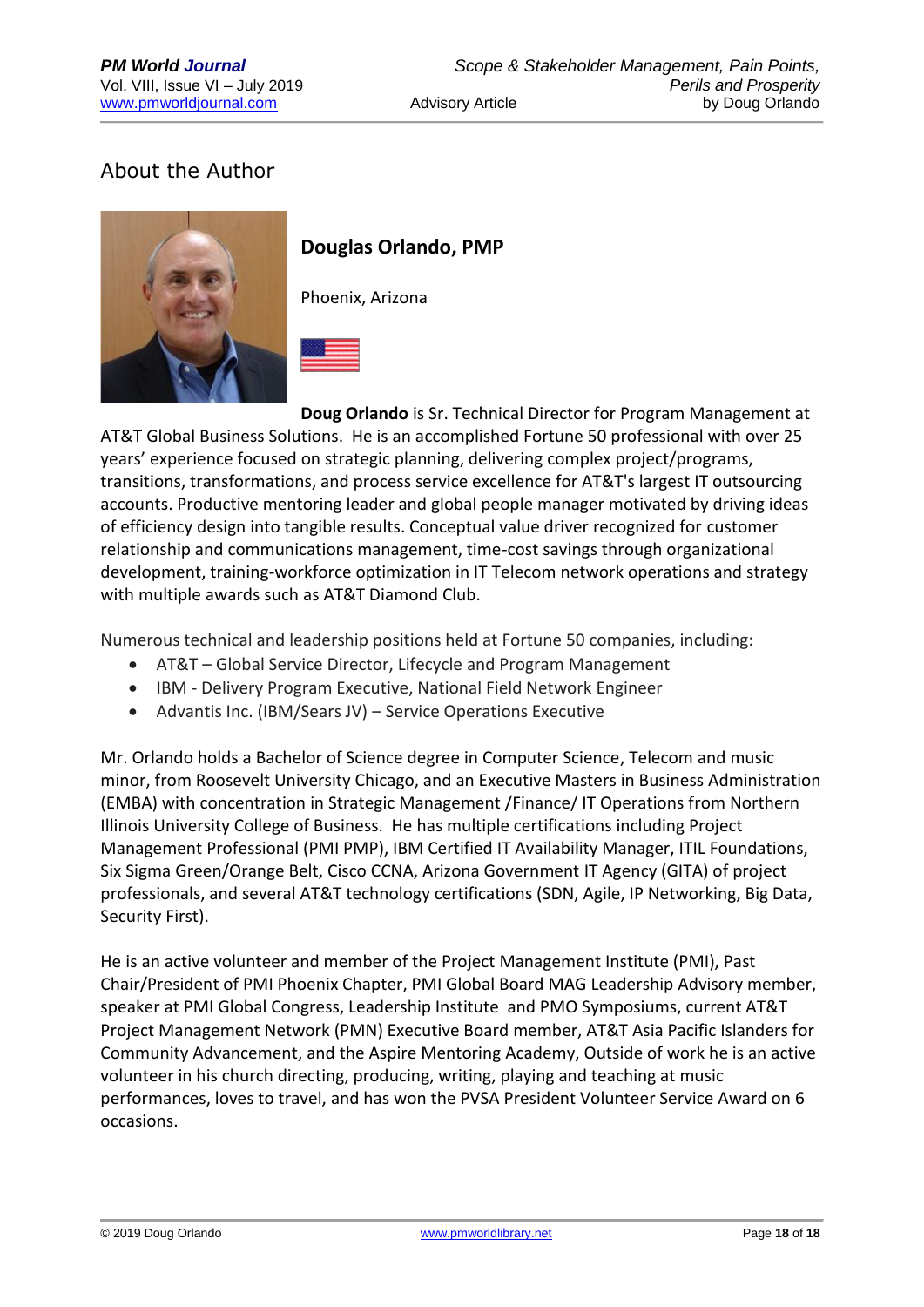## About the Author

### Douglas Orlando, PMP

Phoenix, Arizona

**Doug Orlando** is Sr. Technical Director for Program Management at AT&T Global Business Solutions. He is an accomplished Fortune 50 professional with over 25 years' experience focused on strategic planning, delivering complex project/programs, transitions, transformations, and process service excellence for AT&T's largest IT outsourcing accounts. Productive mentoring leader and global people manager motivated by driving ideas of efficiency design into tangible results. Conceptual value driver recognized for customer relationship and communications management, time-cost savings through organizational development, training-workforce optimization in IT Telecom network operations and strategy with multiple awards such as AT&T Diamond Club.

Numerous technical and leadership positions held at Fortune 50 companies, including:

- AT&T – Global Service Director, Lifecycle and Program Management
- IBM - Delivery Program Executive, National Field Network Engineer
- Advantis Inc. (IBM/Sears JV) – Service Operations Executive

Mr. Orlando holds a Bachelor of Science degree in Computer Science, Telecom and music minor, from Roosevelt University Chicago, and an Executive Masters in Business Administration (EMBA) with concentration in Strategic Management /Finance/ IT Operations from Northern Illinois University College of Business. He has multiple certifications including Project Management Professional (PMI PMP), IBM Certified IT Availability Manager, ITIL Foundations, Six Sigma Green/Orange Belt, Cisco CCNA, Arizona Government IT Agency (GITA) of project professionals, and several AT&T technology certifications (SDN, Agile, IP Networking, Big Data, Security First).

He is an active volunteer and member of the Project Management Institute (PMI), Past Chair/President of PMI Phoenix Chapter, PMI Global Board MAG Leadership Advisory member, speaker at PMI Global Congress, Leadership Institute and PMO Symposiums, current AT&T Project Management Network (PMN) Executive Board member, AT&T Asia Pacific Islanders for Community Advancement, and the Aspire Mentoring Academy, Outside of work he is an active volunteer in his church directing, producing, writing, playing and teaching at music performances, loves to travel, and has won the PVSA President Volunteer Service Award on 6 occasions.